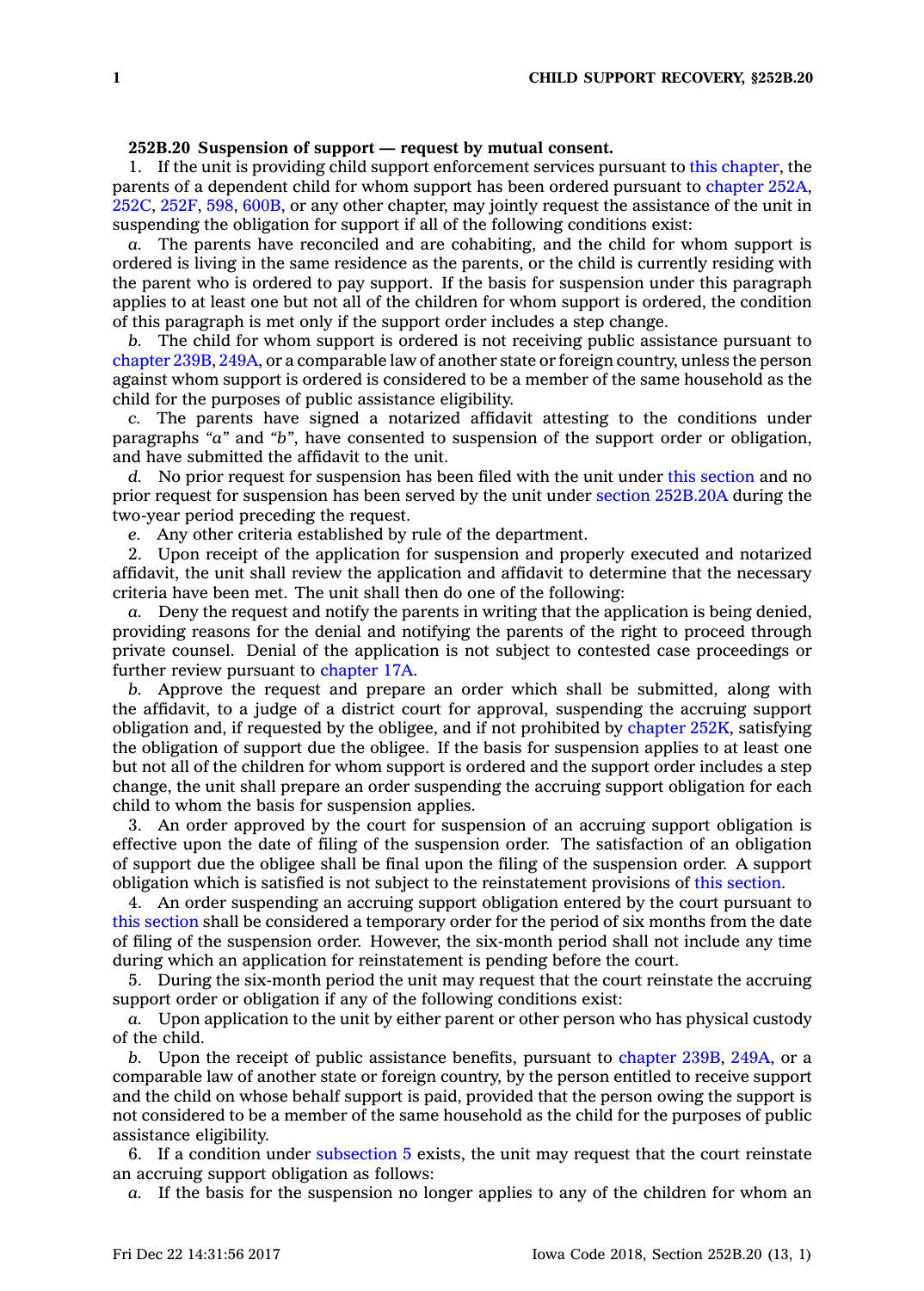**252B.20 Suspension of support — request by mutual consent.**

1. If the unit is providing child support enforcement services pursuant to this chapter, the parents of a dependent child for whom support has been ordered pursuant to chapter 252A, 252C, 252F, 598, 600B, or any other chapter, may jointly request the assistance of the unit in suspending the obligation for support if all of the following conditions exist:

*a.* The parents have reconciled and are cohabiting, and the child for whom support is ordered is living in the same residence as the parents, or the child is currently residing with the parent who is ordered to pay support. If the basis for suspension under this paragraph applies to at least one but not all of the children for whom support is ordered, the condition of this paragraph is met only if the support order includes a step change.

*b.* The child for whom support is ordered is not receiving public assistance pursuant to chapter 239B, 249A, or a comparable law of another state or foreign country, unless the person against whom support is ordered is considered to be a member of the same household as the child for the purposes of public assistance eligibility.

*c.* The parents have signed a notarized affidavit attesting to the conditions under paragraphs *"a"* and *"b"*, have consented to suspension of the support order or obligation, and have submitted the affidavit to the unit.

*d.* No prior request for suspension has been filed with the unit under this section and no prior request for suspension has been served by the unit under section 252B.20A during the two-year period preceding the request.

*e.* Any other criteria established by rule of the department.

2. Upon receipt of the application for suspension and properly executed and notarized affidavit, the unit shall review the application and affidavit to determine that the necessary criteria have been met. The unit shall then do one of the following:

*a.* Deny the request and notify the parents in writing that the application is being denied, providing reasons for the denial and notifying the parents of the right to proceed through private counsel. Denial of the application is not subject to contested case proceedings or further review pursuant to chapter 17A.

*b.* Approve the request and prepare an order which shall be submitted, along with the affidavit, to a judge of a district court for approval, suspending the accruing support obligation and, if requested by the obligee, and if not prohibited by chapter 252K, satisfying the obligation of support due the obligee. If the basis for suspension applies to at least one but not all of the children for whom support is ordered and the support order includes a step change, the unit shall prepare an order suspending the accruing support obligation for each child to whom the basis for suspension applies.

3. An order approved by the court for suspension of an accruing support obligation is effective upon the date of filing of the suspension order. The satisfaction of an obligation of support due the obligee shall be final upon the filing of the suspension order. A support obligation which is satisfied is not subject to the reinstatement provisions of this section.

4. An order suspending an accruing support obligation entered by the court pursuant to this section shall be considered a temporary order for the period of six months from the date of filing of the suspension order. However, the six-month period shall not include any time during which an application for reinstatement is pending before the court.

5. During the six-month period the unit may request that the court reinstate the accruing support order or obligation if any of the following conditions exist:

*a.* Upon application to the unit by either parent or other person who has physical custody of the child.

*b.* Upon the receipt of public assistance benefits, pursuant to chapter 239B, 249A, or a comparable law of another state or foreign country, by the person entitled to receive support and the child on whose behalf support is paid, provided that the person owing the support is not considered to be a member of the same household as the child for the purposes of public assistance eligibility.

6. If a condition under subsection 5 exists, the unit may request that the court reinstate an accruing support obligation as follows:

*a.* If the basis for the suspension no longer applies to any of the children for whom an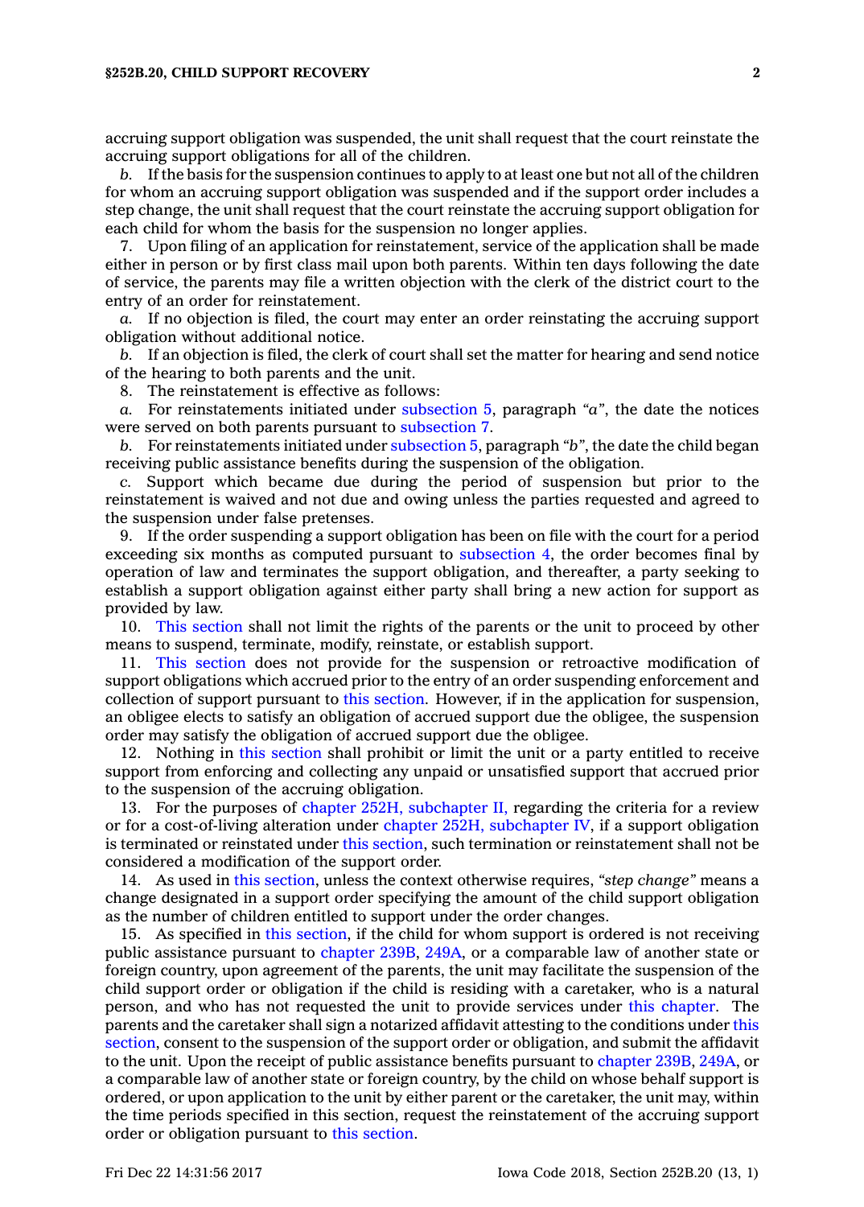accruing support obligation was suspended, the unit shall request that the court reinstate the accruing support obligations for all of the children.

*b.* If the basis for the suspension continues to apply to at least one but not all of the children for whom an accruing support obligation was suspended and if the support order includes a step change, the unit shall request that the court reinstate the accruing support obligation for each child for whom the basis for the suspension no longer applies.

7. Upon filing of an application for reinstatement, service of the application shall be made either in person or by first class mail upon both parents. Within ten days following the date of service, the parents may file a written objection with the clerk of the district court to the entry of an order for reinstatement.

*a.* If no objection is filed, the court may enter an order reinstating the accruing support obligation without additional notice.

*b.* If an objection is filed, the clerk of court shall set the matter for hearing and send notice of the hearing to both parents and the unit.

8. The reinstatement is effective as follows:

*a.* For reinstatements initiated under subsection 5, paragraph *"a"*, the date the notices were served on both parents pursuant to subsection 7.

*b.* For reinstatements initiated under subsection 5, paragraph *"b"*, the date the child began receiving public assistance benefits during the suspension of the obligation.

*c.* Support which became due during the period of suspension but prior to the reinstatement is waived and not due and owing unless the parties requested and agreed to the suspension under false pretenses.

9. If the order suspending a support obligation has been on file with the court for a period exceeding six months as computed pursuant to subsection 4, the order becomes final by operation of law and terminates the support obligation, and thereafter, a party seeking to establish a support obligation against either party shall bring a new action for support as provided by law.

10. This section shall not limit the rights of the parents or the unit to proceed by other means to suspend, terminate, modify, reinstate, or establish support.

11. This section does not provide for the suspension or retroactive modification of support obligations which accrued prior to the entry of an order suspending enforcement and collection of support pursuant to this section. However, if in the application for suspension, an obligee elects to satisfy an obligation of accrued support due the obligee, the suspension order may satisfy the obligation of accrued support due the obligee.

12. Nothing in this section shall prohibit or limit the unit or a party entitled to receive support from enforcing and collecting any unpaid or unsatisfied support that accrued prior to the suspension of the accruing obligation.

13. For the purposes of chapter 252H, subchapter II, regarding the criteria for a review or for a cost-of-living alteration under chapter 252H, subchapter IV, if a support obligation is terminated or reinstated under this section, such termination or reinstatement shall not be considered a modification of the support order.

14. As used in this section, unless the context otherwise requires, *"step change"* means a change designated in a support order specifying the amount of the child support obligation as the number of children entitled to support under the order changes.

15. As specified in this section, if the child for whom support is ordered is not receiving public assistance pursuant to chapter 239B, 249A, or a comparable law of another state or foreign country, upon agreement of the parents, the unit may facilitate the suspension of the child support order or obligation if the child is residing with a caretaker, who is a natural person, and who has not requested the unit to provide services under this chapter. The parents and the caretaker shall sign a notarized affidavit attesting to the conditions under this section, consent to the suspension of the support order or obligation, and submit the affidavit to the unit. Upon the receipt of public assistance benefits pursuant to chapter 239B, 249A, or a comparable law of another state or foreign country, by the child on whose behalf support is ordered, or upon application to the unit by either parent or the caretaker, the unit may, within the time periods specified in this section, request the reinstatement of the accruing support order or obligation pursuant to this section.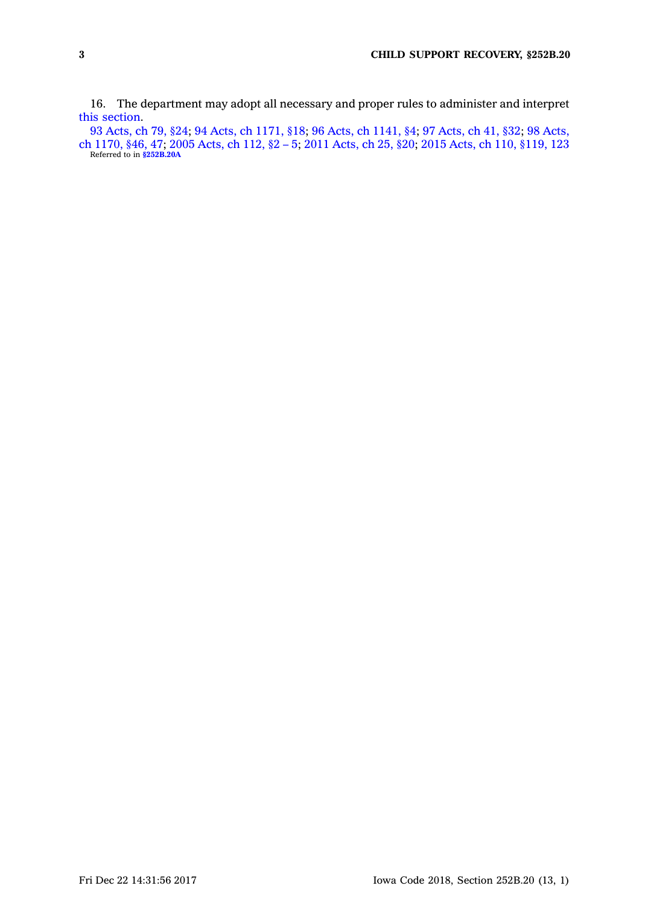16. The department may adopt all necessary and proper rules to administer and interpret this section.

93 Acts, ch 79, §24; 94 Acts, ch 1171, §18; 96 Acts, ch 1141, §4; 97 Acts, ch 41, §32; 98 Acts, ch 1170, §46, 47; 2005 Acts, ch 112, §2 – 5; 2011 Acts, ch 25, §20; 2015 Acts, ch 110, §119, 123

Referred to in **§252B.20A**